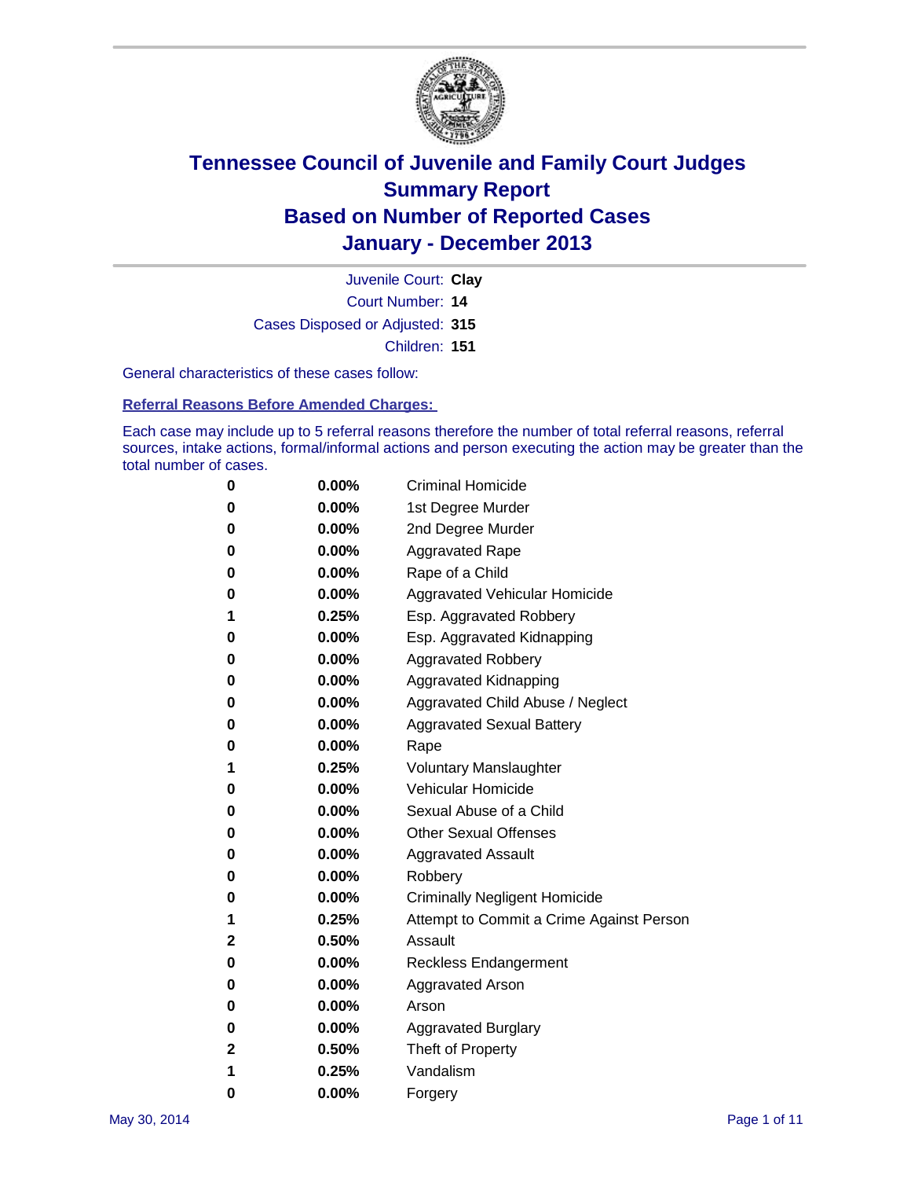# Tennessee Council of Juvenile and Family Court Judges
## Summary Report
## Based on Number of Reported Cases
## January - December 2013

Juvenile Court: **Clay**
Court Number: **14**
Cases Disposed or Adjusted: **315**
Children: **151**

General characteristics of these cases follow:

### Referral Reasons Before Amended Charges:

Each case may include up to 5 referral reasons therefore the number of total referral reasons, referral sources, intake actions, formal/informal actions and person executing the action may be greater than the total number of cases.

| | | |
|---|---|---|
| 0 | 0.00% | Criminal Homicide |
| 0 | 0.00% | 1st Degree Murder |
| 0 | 0.00% | 2nd Degree Murder |
| 0 | 0.00% | Aggravated Rape |
| 0 | 0.00% | Rape of a Child |
| 0 | 0.00% | Aggravated Vehicular Homicide |
| 1 | 0.25% | Esp. Aggravated Robbery |
| 0 | 0.00% | Esp. Aggravated Kidnapping |
| 0 | 0.00% | Aggravated Robbery |
| 0 | 0.00% | Aggravated Kidnapping |
| 0 | 0.00% | Aggravated Child Abuse / Neglect |
| 0 | 0.00% | Aggravated Sexual Battery |
| 0 | 0.00% | Rape |
| 1 | 0.25% | Voluntary Manslaughter |
| 0 | 0.00% | Vehicular Homicide |
| 0 | 0.00% | Sexual Abuse of a Child |
| 0 | 0.00% | Other Sexual Offenses |
| 0 | 0.00% | Aggravated Assault |
| 0 | 0.00% | Robbery |
| 0 | 0.00% | Criminally Negligent Homicide |
| 1 | 0.25% | Attempt to Commit a Crime Against Person |
| 2 | 0.50% | Assault |
| 0 | 0.00% | Reckless Endangerment |
| 0 | 0.00% | Aggravated Arson |
| 0 | 0.00% | Arson |
| 0 | 0.00% | Aggravated Burglary |
| 2 | 0.50% | Theft of Property |
| 1 | 0.25% | Vandalism |
| 0 | 0.00% | Forgery |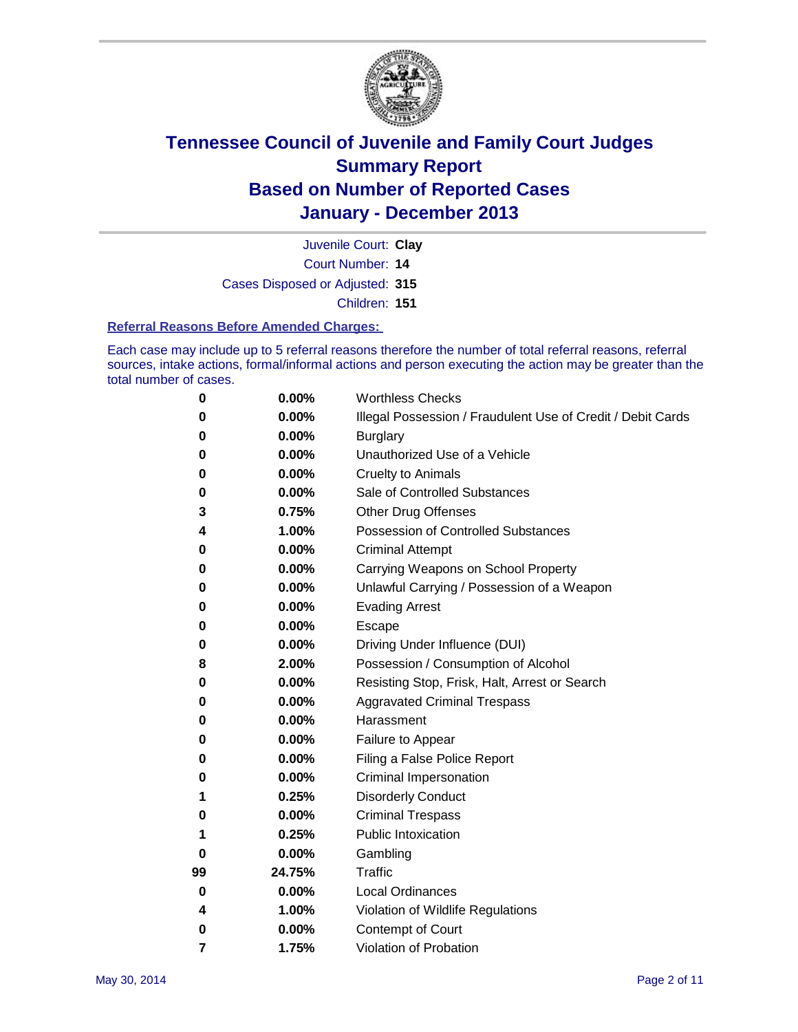# Tennessee Council of Juvenile and Family Court Judges
## Summary Report
## Based on Number of Reported Cases
## January - December 2013

Juvenile Court: **Clay**

Court Number: **14**

Cases Disposed or Adjusted: **315**

Children: **151**

### Referral Reasons Before Amended Charges:

Each case may include up to 5 referral reasons therefore the number of total referral reasons, referral sources, intake actions, formal/informal actions and person executing the action may be greater than the total number of cases.

| Count | Percent | Referral Reason |
|---|---|---|
| 0 | 0.00% | Worthless Checks |
| 0 | 0.00% | Illegal Possession / Fraudulent Use of Credit / Debit Cards |
| 0 | 0.00% | Burglary |
| 0 | 0.00% | Unauthorized Use of a Vehicle |
| 0 | 0.00% | Cruelty to Animals |
| 0 | 0.00% | Sale of Controlled Substances |
| 3 | 0.75% | Other Drug Offenses |
| 4 | 1.00% | Possession of Controlled Substances |
| 0 | 0.00% | Criminal Attempt |
| 0 | 0.00% | Carrying Weapons on School Property |
| 0 | 0.00% | Unlawful Carrying / Possession of a Weapon |
| 0 | 0.00% | Evading Arrest |
| 0 | 0.00% | Escape |
| 0 | 0.00% | Driving Under Influence (DUI) |
| 8 | 2.00% | Possession / Consumption of Alcohol |
| 0 | 0.00% | Resisting Stop, Frisk, Halt, Arrest or Search |
| 0 | 0.00% | Aggravated Criminal Trespass |
| 0 | 0.00% | Harassment |
| 0 | 0.00% | Failure to Appear |
| 0 | 0.00% | Filing a False Police Report |
| 0 | 0.00% | Criminal Impersonation |
| 1 | 0.25% | Disorderly Conduct |
| 0 | 0.00% | Criminal Trespass |
| 1 | 0.25% | Public Intoxication |
| 0 | 0.00% | Gambling |
| 99 | 24.75% | Traffic |
| 0 | 0.00% | Local Ordinances |
| 4 | 1.00% | Violation of Wildlife Regulations |
| 0 | 0.00% | Contempt of Court |
| 7 | 1.75% | Violation of Probation |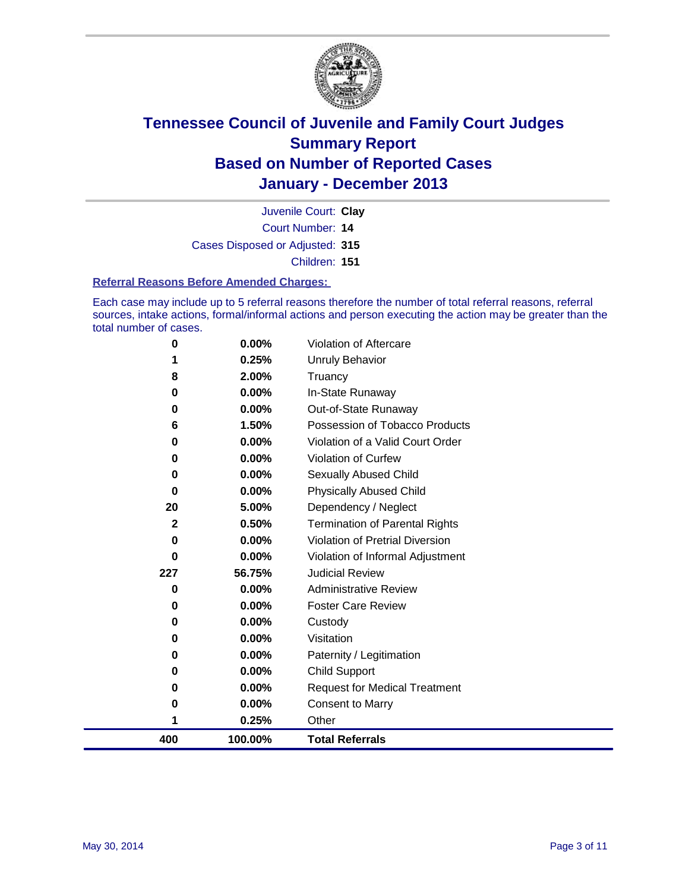# Tennessee Council of Juvenile and Family Court Judges
# Summary Report
# Based on Number of Reported Cases
# January - December 2013

Juvenile Court: **Clay**

Court Number: **14**

Cases Disposed or Adjusted: **315**

Children: **151**

### Referral Reasons Before Amended Charges:

Each case may include up to 5 referral reasons therefore the number of total referral reasons, referral sources, intake actions, formal/informal actions and person executing the action may be greater than the total number of cases.

| | | |
|---|---|---|
| 0 | 0.00% | Violation of Aftercare |
| 1 | 0.25% | Unruly Behavior |
| 8 | 2.00% | Truancy |
| 0 | 0.00% | In-State Runaway |
| 0 | 0.00% | Out-of-State Runaway |
| 6 | 1.50% | Possession of Tobacco Products |
| 0 | 0.00% | Violation of a Valid Court Order |
| 0 | 0.00% | Violation of Curfew |
| 0 | 0.00% | Sexually Abused Child |
| 0 | 0.00% | Physically Abused Child |
| 20 | 5.00% | Dependency / Neglect |
| 2 | 0.50% | Termination of Parental Rights |
| 0 | 0.00% | Violation of Pretrial Diversion |
| 0 | 0.00% | Violation of Informal Adjustment |
| 227 | 56.75% | Judicial Review |
| 0 | 0.00% | Administrative Review |
| 0 | 0.00% | Foster Care Review |
| 0 | 0.00% | Custody |
| 0 | 0.00% | Visitation |
| 0 | 0.00% | Paternity / Legitimation |
| 0 | 0.00% | Child Support |
| 0 | 0.00% | Request for Medical Treatment |
| 0 | 0.00% | Consent to Marry |
| 1 | 0.25% | Other |
| **400** | **100.00%** | **Total Referrals** |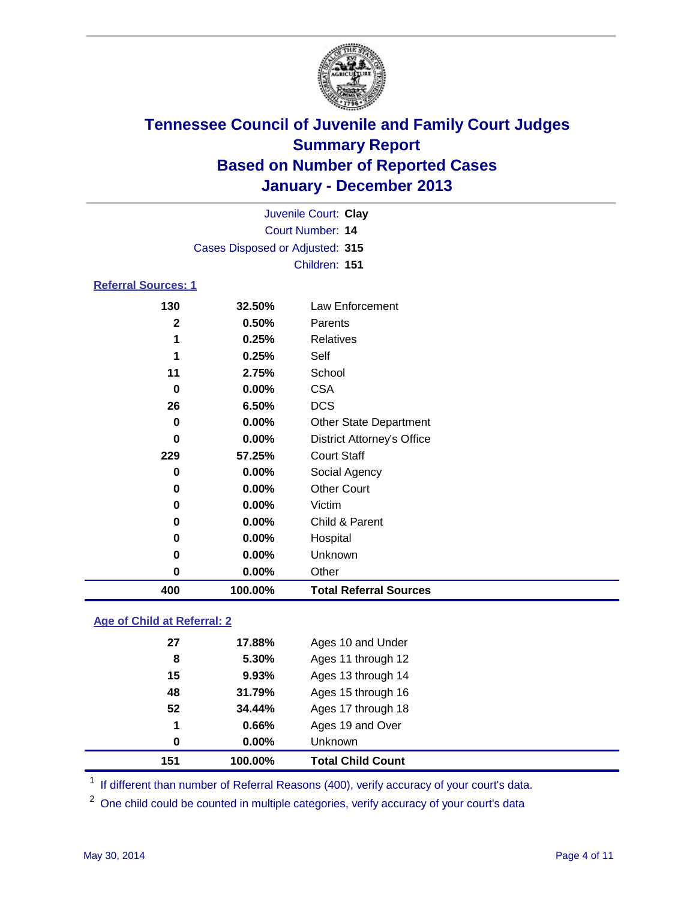# Tennessee Council of Juvenile and Family Court Judges
## Summary Report
## Based on Number of Reported Cases
## January - December 2013

Juvenile Court: **Clay**
Court Number: **14**
Cases Disposed or Adjusted: **315**
Children: **151**

### Referral Sources: 1

| | | |
|---|---|---|
| 130 | 32.50% | Law Enforcement |
| 2 | 0.50% | Parents |
| 1 | 0.25% | Relatives |
| 1 | 0.25% | Self |
| 11 | 2.75% | School |
| 0 | 0.00% | CSA |
| 26 | 6.50% | DCS |
| 0 | 0.00% | Other State Department |
| 0 | 0.00% | District Attorney's Office |
| 229 | 57.25% | Court Staff |
| 0 | 0.00% | Social Agency |
| 0 | 0.00% | Other Court |
| 0 | 0.00% | Victim |
| 0 | 0.00% | Child & Parent |
| 0 | 0.00% | Hospital |
| 0 | 0.00% | Unknown |
| 0 | 0.00% | Other |
| **400** | **100.00%** | **Total Referral Sources** |

### Age of Child at Referral: 2

| | | |
|---|---|---|
| 27 | 17.88% | Ages 10 and Under |
| 8 | 5.30% | Ages 11 through 12 |
| 15 | 9.93% | Ages 13 through 14 |
| 48 | 31.79% | Ages 15 through 16 |
| 52 | 34.44% | Ages 17 through 18 |
| 1 | 0.66% | Ages 19 and Over |
| 0 | 0.00% | Unknown |
| **151** | **100.00%** | **Total Child Count** |

[1] If different than number of Referral Reasons (400), verify accuracy of your court's data.

[2] One child could be counted in multiple categories, verify accuracy of your court's data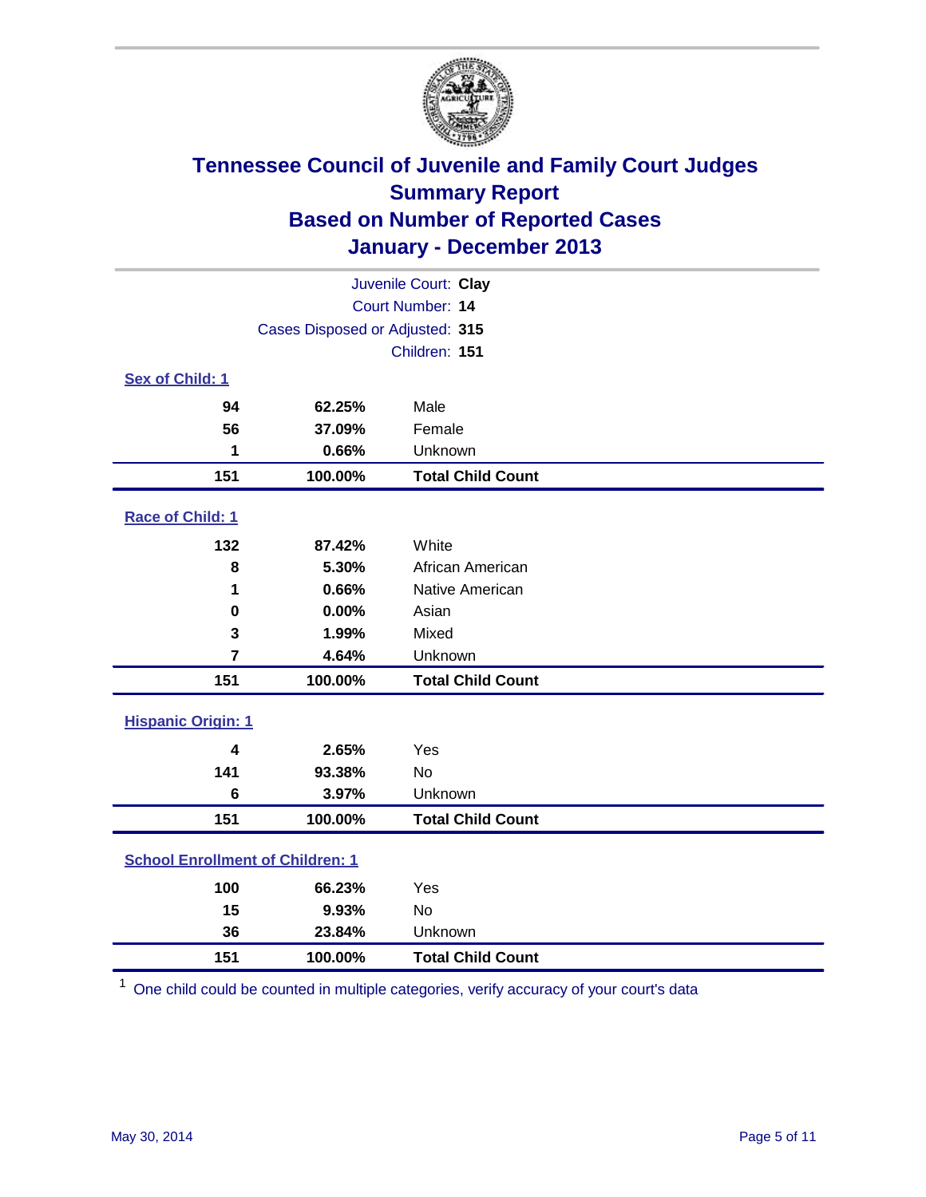# Tennessee Council of Juvenile and Family Court Judges
## Summary Report
## Based on Number of Reported Cases
## January - December 2013

Juvenile Court: **Clay**
Court Number: **14**
Cases Disposed or Adjusted: **315**
Children: **151**

### Sex of Child: 1

| | | |
|---|---|---|
| **94** | **62.25%** | Male |
| **56** | **37.09%** | Female |
| **1** | **0.66%** | Unknown |
| **151** | **100.00%** | **Total Child Count** |

### Race of Child: 1

| | | |
|---|---|---|
| **132** | **87.42%** | White |
| **8** | **5.30%** | African American |
| **1** | **0.66%** | Native American |
| **0** | **0.00%** | Asian |
| **3** | **1.99%** | Mixed |
| **7** | **4.64%** | Unknown |
| **151** | **100.00%** | **Total Child Count** |

### Hispanic Origin: 1

| | | |
|---|---|---|
| **4** | **2.65%** | Yes |
| **141** | **93.38%** | No |
| **6** | **3.97%** | Unknown |
| **151** | **100.00%** | **Total Child Count** |

### School Enrollment of Children: 1

| | | |
|---|---|---|
| **100** | **66.23%** | Yes |
| **15** | **9.93%** | No |
| **36** | **23.84%** | Unknown |
| **151** | **100.00%** | **Total Child Count** |

[1] One child could be counted in multiple categories, verify accuracy of your court's data

May 30, 2014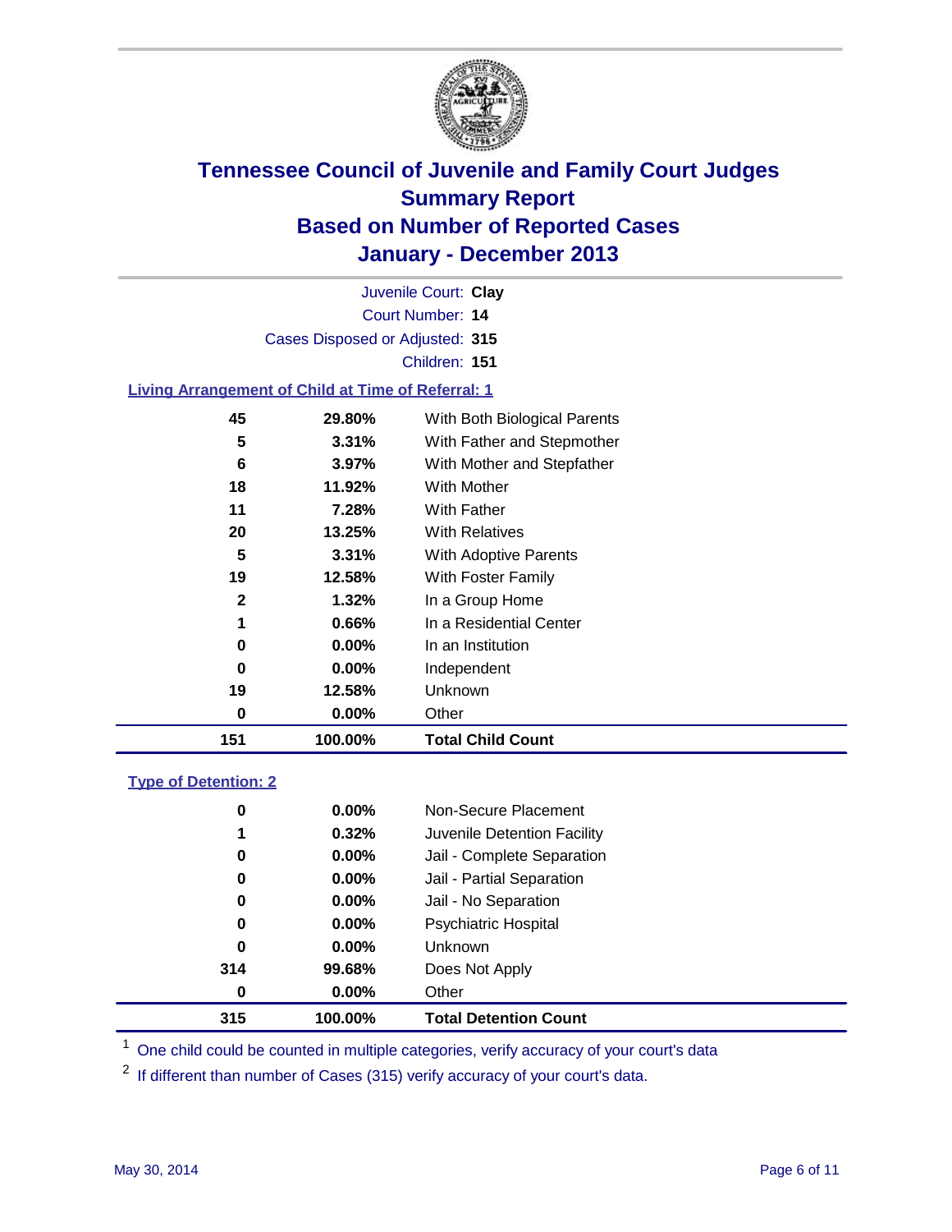# Tennessee Council of Juvenile and Family Court Judges
## Summary Report
## Based on Number of Reported Cases
## January - December 2013

Juvenile Court: **Clay**
Court Number: **14**
Cases Disposed or Adjusted: **315**
Children: **151**

### Living Arrangement of Child at Time of Referral: 1

| Count | Percent | Category |
|---|---|---|
| 45 | 29.80% | With Both Biological Parents |
| 5 | 3.31% | With Father and Stepmother |
| 6 | 3.97% | With Mother and Stepfather |
| 18 | 11.92% | With Mother |
| 11 | 7.28% | With Father |
| 20 | 13.25% | With Relatives |
| 5 | 3.31% | With Adoptive Parents |
| 19 | 12.58% | With Foster Family |
| 2 | 1.32% | In a Group Home |
| 1 | 0.66% | In a Residential Center |
| 0 | 0.00% | In an Institution |
| 0 | 0.00% | Independent |
| 19 | 12.58% | Unknown |
| 0 | 0.00% | Other |
| **151** | **100.00%** | **Total Child Count** |

### Type of Detention: 2

| Count | Percent | Category |
|---|---|---|
| 0 | 0.00% | Non-Secure Placement |
| 1 | 0.32% | Juvenile Detention Facility |
| 0 | 0.00% | Jail - Complete Separation |
| 0 | 0.00% | Jail - Partial Separation |
| 0 | 0.00% | Jail - No Separation |
| 0 | 0.00% | Psychiatric Hospital |
| 0 | 0.00% | Unknown |
| 314 | 99.68% | Does Not Apply |
| 0 | 0.00% | Other |
| **315** | **100.00%** | **Total Detention Count** |

[1] One child could be counted in multiple categories, verify accuracy of your court's data

[2] If different than number of Cases (315) verify accuracy of your court's data.

May 30, 2014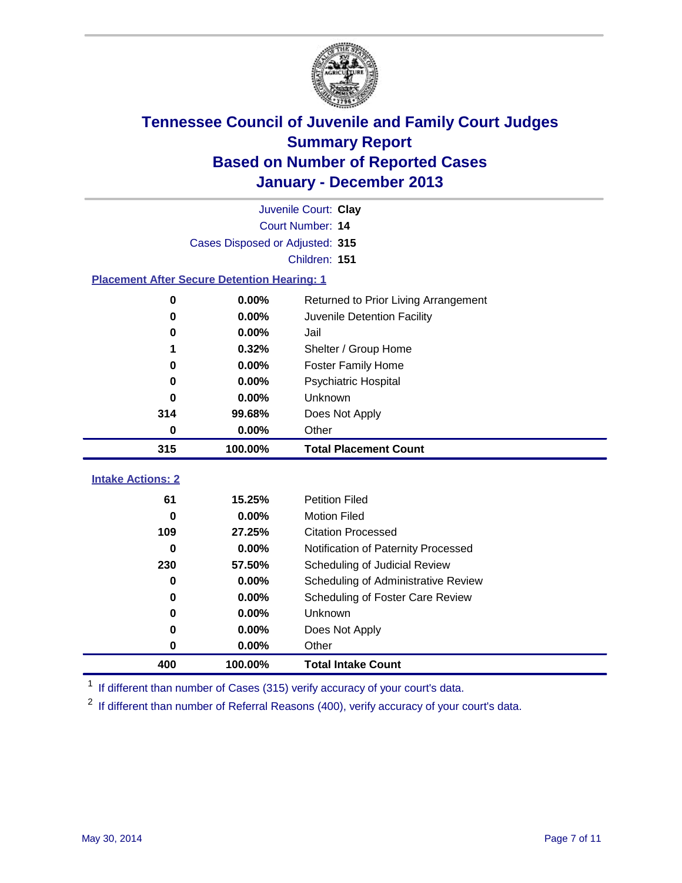# Tennessee Council of Juvenile and Family Court Judges
## Summary Report
## Based on Number of Reported Cases
## January - December 2013

Juvenile Court: **Clay**
Court Number: **14**
Cases Disposed or Adjusted: **315**
Children: **151**

### Placement After Secure Detention Hearing: 1

| | | |
|---|---|---|
| 0 | 0.00% | Returned to Prior Living Arrangement |
| 0 | 0.00% | Juvenile Detention Facility |
| 0 | 0.00% | Jail |
| 1 | 0.32% | Shelter / Group Home |
| 0 | 0.00% | Foster Family Home |
| 0 | 0.00% | Psychiatric Hospital |
| 0 | 0.00% | Unknown |
| 314 | 99.68% | Does Not Apply |
| 0 | 0.00% | Other |
| **315** | **100.00%** | **Total Placement Count** |

### Intake Actions: 2

| | | |
|---|---|---|
| 61 | 15.25% | Petition Filed |
| 0 | 0.00% | Motion Filed |
| 109 | 27.25% | Citation Processed |
| 0 | 0.00% | Notification of Paternity Processed |
| 230 | 57.50% | Scheduling of Judicial Review |
| 0 | 0.00% | Scheduling of Administrative Review |
| 0 | 0.00% | Scheduling of Foster Care Review |
| 0 | 0.00% | Unknown |
| 0 | 0.00% | Does Not Apply |
| 0 | 0.00% | Other |
| **400** | **100.00%** | **Total Intake Count** |

[1] If different than number of Cases (315) verify accuracy of your court's data.

[2] If different than number of Referral Reasons (400), verify accuracy of your court's data.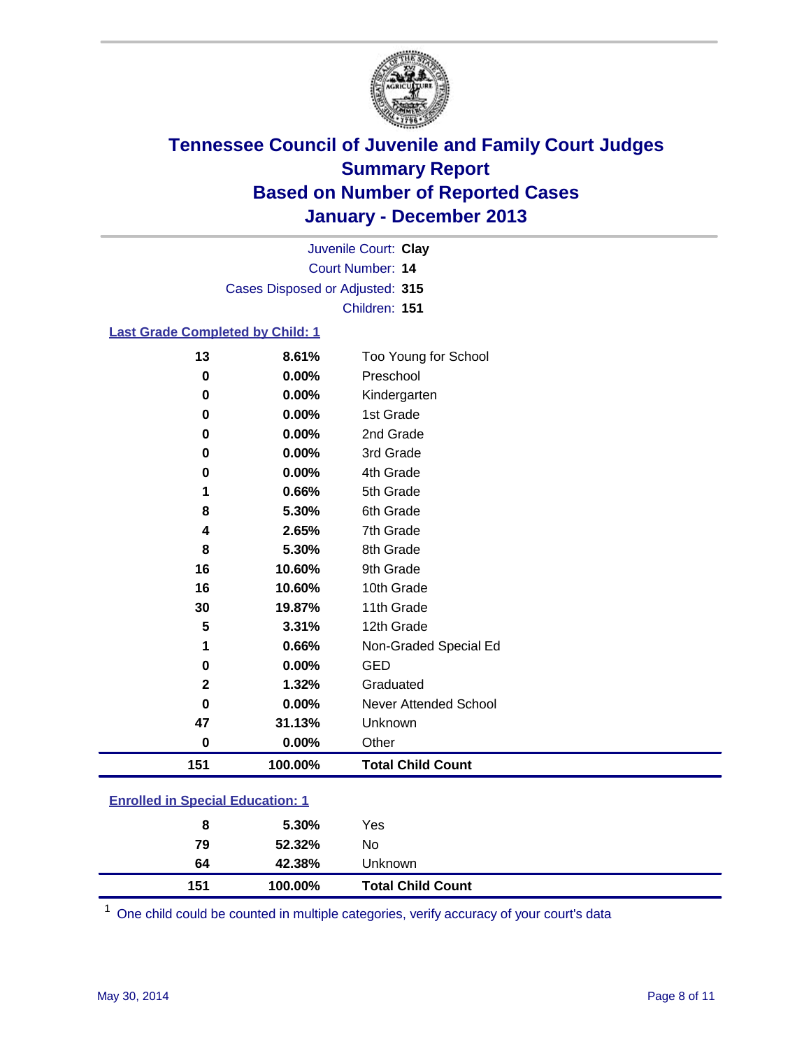# Tennessee Council of Juvenile and Family Court Judges
## Summary Report
## Based on Number of Reported Cases
## January - December 2013

Juvenile Court: **Clay**
Court Number: **14**
Cases Disposed or Adjusted: **315**
Children: **151**

### Last Grade Completed by Child: 1

| Count | Percent | Category |
|---|---|---|
| 13 | 8.61% | Too Young for School |
| 0 | 0.00% | Preschool |
| 0 | 0.00% | Kindergarten |
| 0 | 0.00% | 1st Grade |
| 0 | 0.00% | 2nd Grade |
| 0 | 0.00% | 3rd Grade |
| 0 | 0.00% | 4th Grade |
| 1 | 0.66% | 5th Grade |
| 8 | 5.30% | 6th Grade |
| 4 | 2.65% | 7th Grade |
| 8 | 5.30% | 8th Grade |
| 16 | 10.60% | 9th Grade |
| 16 | 10.60% | 10th Grade |
| 30 | 19.87% | 11th Grade |
| 5 | 3.31% | 12th Grade |
| 1 | 0.66% | Non-Graded Special Ed |
| 0 | 0.00% | GED |
| 2 | 1.32% | Graduated |
| 0 | 0.00% | Never Attended School |
| 47 | 31.13% | Unknown |
| 0 | 0.00% | Other |
| **151** | **100.00%** | **Total Child Count** |

### Enrolled in Special Education: 1

| Count | Percent | Category |
|---|---|---|
| 8 | 5.30% | Yes |
| 79 | 52.32% | No |
| 64 | 42.38% | Unknown |
| **151** | **100.00%** | **Total Child Count** |

[1] One child could be counted in multiple categories, verify accuracy of your court's data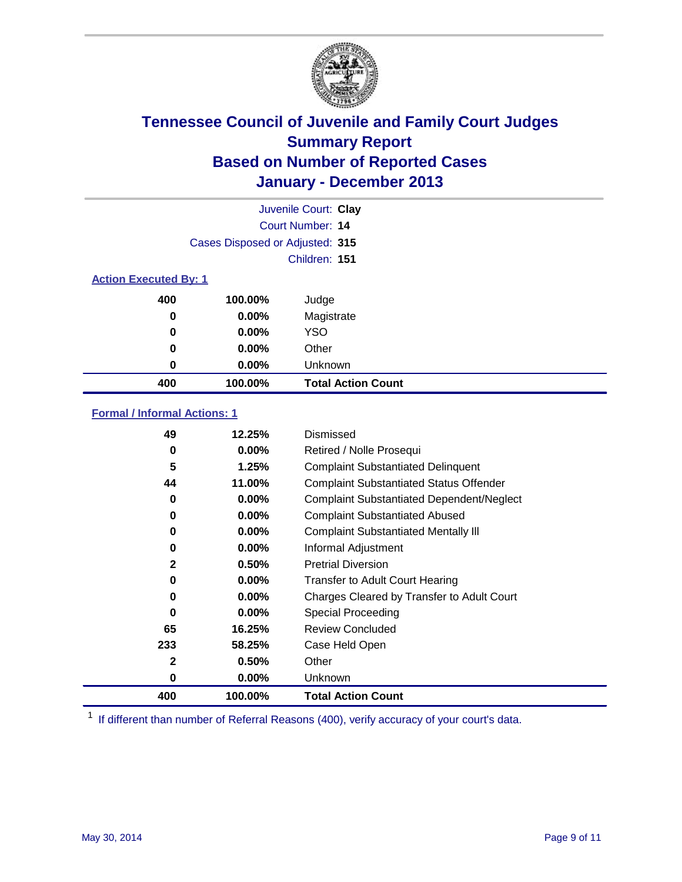# Tennessee Council of Juvenile and Family Court Judges
## Summary Report
## Based on Number of Reported Cases
## January - December 2013

Juvenile Court: **Clay**
Court Number: **14**
Cases Disposed or Adjusted: **315**
Children: **151**

### Action Executed By: 1

| | | |
|---|---|---|
| 400 | 100.00% | Judge |
| 0 | 0.00% | Magistrate |
| 0 | 0.00% | YSO |
| 0 | 0.00% | Other |
| 0 | 0.00% | Unknown |
| **400** | **100.00%** | **Total Action Count** |

### Formal / Informal Actions: 1

| | | |
|---|---|---|
| 49 | 12.25% | Dismissed |
| 0 | 0.00% | Retired / Nolle Prosequi |
| 5 | 1.25% | Complaint Substantiated Delinquent |
| 44 | 11.00% | Complaint Substantiated Status Offender |
| 0 | 0.00% | Complaint Substantiated Dependent/Neglect |
| 0 | 0.00% | Complaint Substantiated Abused |
| 0 | 0.00% | Complaint Substantiated Mentally Ill |
| 0 | 0.00% | Informal Adjustment |
| 2 | 0.50% | Pretrial Diversion |
| 0 | 0.00% | Transfer to Adult Court Hearing |
| 0 | 0.00% | Charges Cleared by Transfer to Adult Court |
| 0 | 0.00% | Special Proceeding |
| 65 | 16.25% | Review Concluded |
| 233 | 58.25% | Case Held Open |
| 2 | 0.50% | Other |
| 0 | 0.00% | Unknown |
| **400** | **100.00%** | **Total Action Count** |

[1] If different than number of Referral Reasons (400), verify accuracy of your court's data.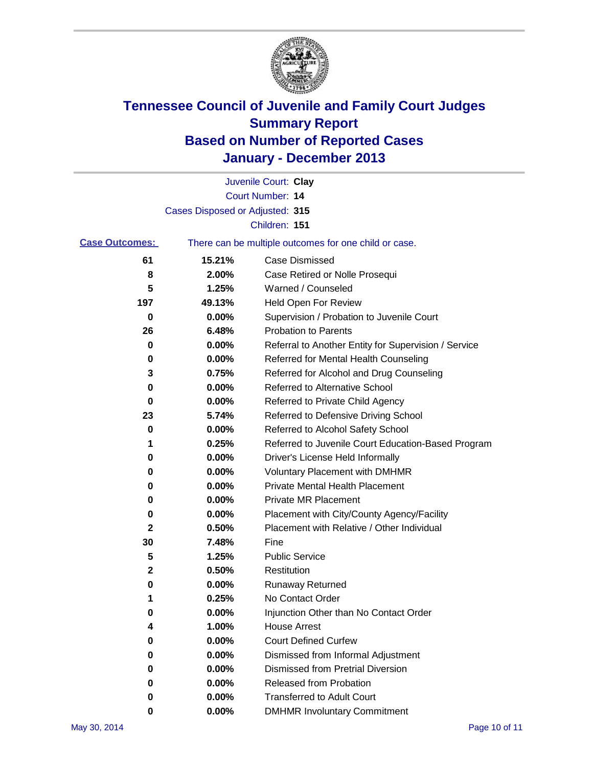# Tennessee Council of Juvenile and Family Court Judges
# Summary Report
# Based on Number of Reported Cases
# January - December 2013

Juvenile Court: **Clay**

Court Number: **14**

Cases Disposed or Adjusted: **315**

Children: **151**

**Case Outcomes:** There can be multiple outcomes for one child or case.

| | | |
|---|---|---|
| 61 | 15.21% | Case Dismissed |
| 8 | 2.00% | Case Retired or Nolle Prosequi |
| 5 | 1.25% | Warned / Counseled |
| 197 | 49.13% | Held Open For Review |
| 0 | 0.00% | Supervision / Probation to Juvenile Court |
| 26 | 6.48% | Probation to Parents |
| 0 | 0.00% | Referral to Another Entity for Supervision / Service |
| 0 | 0.00% | Referred for Mental Health Counseling |
| 3 | 0.75% | Referred for Alcohol and Drug Counseling |
| 0 | 0.00% | Referred to Alternative School |
| 0 | 0.00% | Referred to Private Child Agency |
| 23 | 5.74% | Referred to Defensive Driving School |
| 0 | 0.00% | Referred to Alcohol Safety School |
| 1 | 0.25% | Referred to Juvenile Court Education-Based Program |
| 0 | 0.00% | Driver's License Held Informally |
| 0 | 0.00% | Voluntary Placement with DMHMR |
| 0 | 0.00% | Private Mental Health Placement |
| 0 | 0.00% | Private MR Placement |
| 0 | 0.00% | Placement with City/County Agency/Facility |
| 2 | 0.50% | Placement with Relative / Other Individual |
| 30 | 7.48% | Fine |
| 5 | 1.25% | Public Service |
| 2 | 0.50% | Restitution |
| 0 | 0.00% | Runaway Returned |
| 1 | 0.25% | No Contact Order |
| 0 | 0.00% | Injunction Other than No Contact Order |
| 4 | 1.00% | House Arrest |
| 0 | 0.00% | Court Defined Curfew |
| 0 | 0.00% | Dismissed from Informal Adjustment |
| 0 | 0.00% | Dismissed from Pretrial Diversion |
| 0 | 0.00% | Released from Probation |
| 0 | 0.00% | Transferred to Adult Court |
| 0 | 0.00% | DMHMR Involuntary Commitment |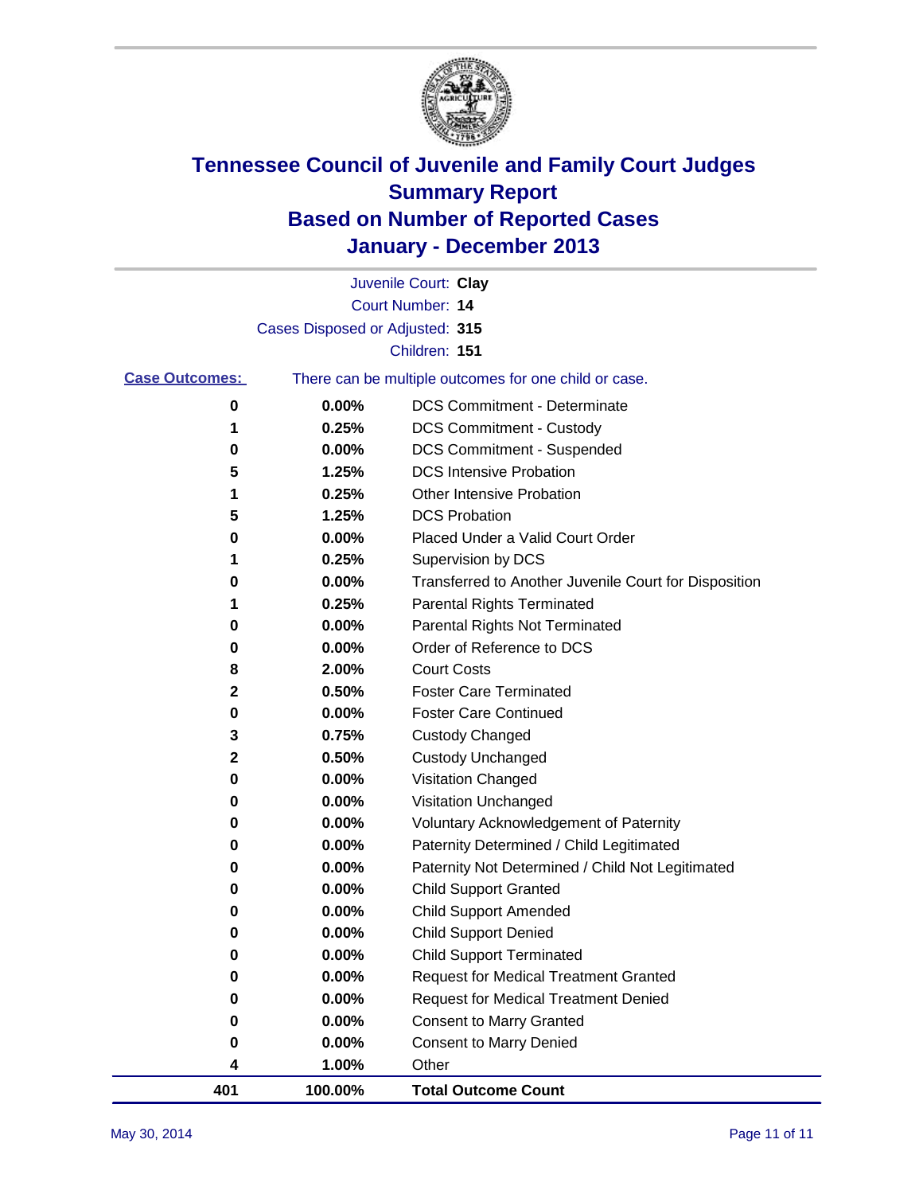# Tennessee Council of Juvenile and Family Court Judges
## Summary Report
## Based on Number of Reported Cases
## January - December 2013

Juvenile Court: **Clay**

Court Number: **14**

Cases Disposed or Adjusted: **315**

Children: **151**

**Case Outcomes:** There can be multiple outcomes for one child or case.

| | | |
|---|---|---|
| 0 | 0.00% | DCS Commitment - Determinate |
| 1 | 0.25% | DCS Commitment - Custody |
| 0 | 0.00% | DCS Commitment - Suspended |
| 5 | 1.25% | DCS Intensive Probation |
| 1 | 0.25% | Other Intensive Probation |
| 5 | 1.25% | DCS Probation |
| 0 | 0.00% | Placed Under a Valid Court Order |
| 1 | 0.25% | Supervision by DCS |
| 0 | 0.00% | Transferred to Another Juvenile Court for Disposition |
| 1 | 0.25% | Parental Rights Terminated |
| 0 | 0.00% | Parental Rights Not Terminated |
| 0 | 0.00% | Order of Reference to DCS |
| 8 | 2.00% | Court Costs |
| 2 | 0.50% | Foster Care Terminated |
| 0 | 0.00% | Foster Care Continued |
| 3 | 0.75% | Custody Changed |
| 2 | 0.50% | Custody Unchanged |
| 0 | 0.00% | Visitation Changed |
| 0 | 0.00% | Visitation Unchanged |
| 0 | 0.00% | Voluntary Acknowledgement of Paternity |
| 0 | 0.00% | Paternity Determined / Child Legitimated |
| 0 | 0.00% | Paternity Not Determined / Child Not Legitimated |
| 0 | 0.00% | Child Support Granted |
| 0 | 0.00% | Child Support Amended |
| 0 | 0.00% | Child Support Denied |
| 0 | 0.00% | Child Support Terminated |
| 0 | 0.00% | Request for Medical Treatment Granted |
| 0 | 0.00% | Request for Medical Treatment Denied |
| 0 | 0.00% | Consent to Marry Granted |
| 0 | 0.00% | Consent to Marry Denied |
| 4 | 1.00% | Other |
| **401** | **100.00%** | **Total Outcome Count** |

May 30, 2014